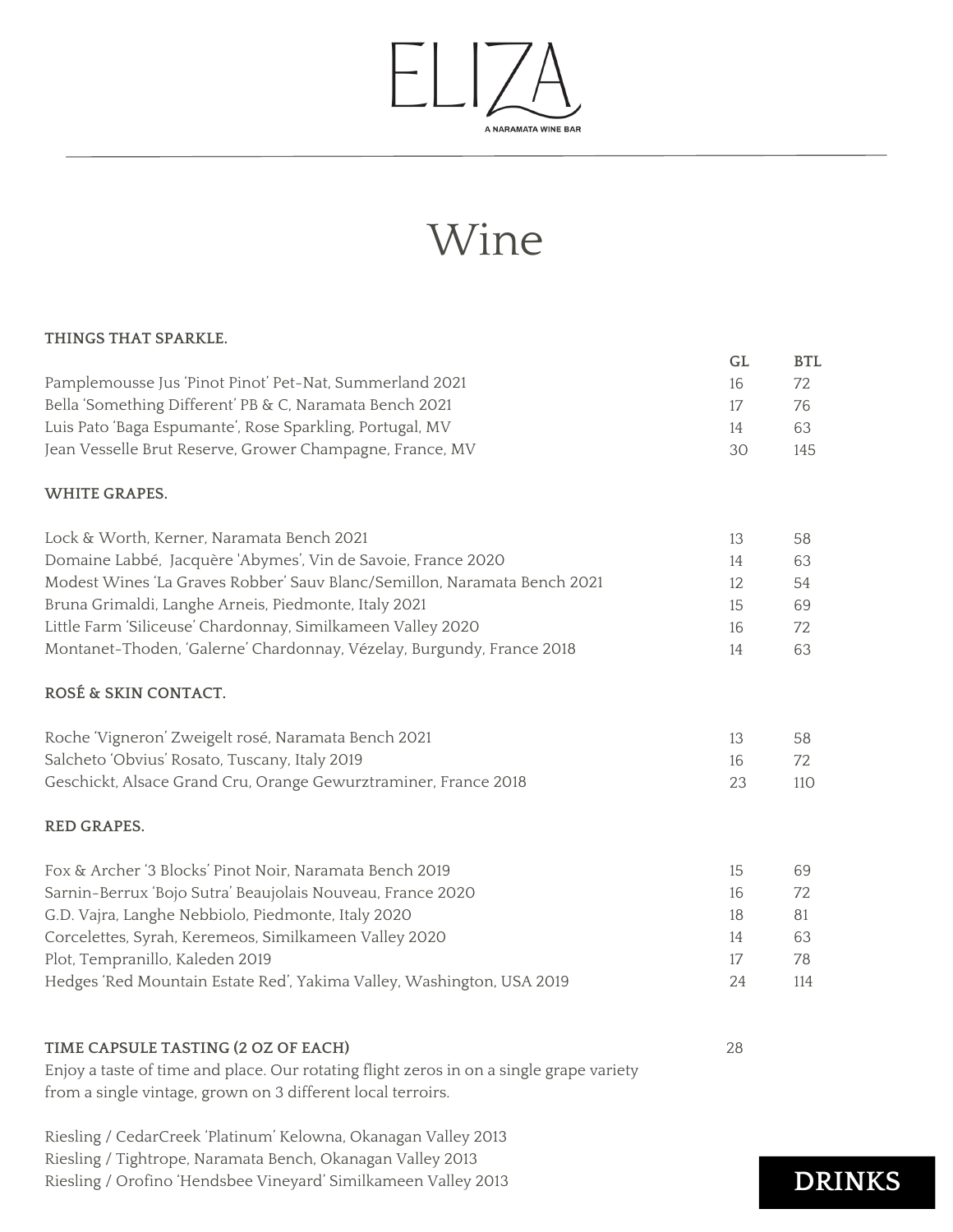# ELIZA

A NARAMATA WINE BAR

## Wine

### THINGS THAT SPARKLE.

| | GL | BTL |
|---|---|---|
| Pamplemousse Jus 'Pinot Pinot' Pet-Nat, Summerland 2021 | 16 | 72 |
| Bella 'Something Different' PB & C, Naramata Bench 2021 | 17 | 76 |
| Luis Pato 'Baga Espumante', Rose Sparkling, Portugal, MV | 14 | 63 |
| Jean Vesselle Brut Reserve, Grower Champagne, France, MV | 30 | 145 |

### WHITE GRAPES.

| | GL | BTL |
|---|---|---|
| Lock & Worth, Kerner, Naramata Bench 2021 | 13 | 58 |
| Domaine Labbé, Jacquère 'Abymes', Vin de Savoie, France 2020 | 14 | 63 |
| Modest Wines 'La Graves Robber' Sauv Blanc/Semillon, Naramata Bench 2021 | 12 | 54 |
| Bruna Grimaldi, Langhe Arneis, Piedmonte, Italy 2021 | 15 | 69 |
| Little Farm 'Siliceuse' Chardonnay, Similkameen Valley 2020 | 16 | 72 |
| Montanet-Thoden, 'Galerne' Chardonnay, Vézelay, Burgundy, France 2018 | 14 | 63 |

### ROSÉ & SKIN CONTACT.

| | GL | BTL |
|---|---|---|
| Roche 'Vigneron' Zweigelt rosé, Naramata Bench 2021 | 13 | 58 |
| Salcheto 'Obvius' Rosato, Tuscany, Italy 2019 | 16 | 72 |
| Geschickt, Alsace Grand Cru, Orange Gewurztraminer, France 2018 | 23 | 110 |

### RED GRAPES.

| | GL | BTL |
|---|---|---|
| Fox & Archer '3 Blocks' Pinot Noir, Naramata Bench 2019 | 15 | 69 |
| Sarnin-Berrux 'Bojo Sutra' Beaujolais Nouveau, France 2020 | 16 | 72 |
| G.D. Vajra, Langhe Nebbiolo, Piedmonte, Italy 2020 | 18 | 81 |
| Corcelettes, Syrah, Keremeos, Similkameen Valley 2020 | 14 | 63 |
| Plot, Tempranillo, Kaleden 2019 | 17 | 78 |
| Hedges 'Red Mountain Estate Red', Yakima Valley, Washington, USA 2019 | 24 | 114 |

### TIME CAPSULE TASTING (2 OZ OF EACH) — 28

Enjoy a taste of time and place. Our rotating flight zeros in on a single grape variety from a single vintage, grown on 3 different local terroirs.

Riesling / CedarCreek 'Platinum' Kelowna, Okanagan Valley 2013
Riesling / Tightrope, Naramata Bench, Okanagan Valley 2013
Riesling / Orofino 'Hendsbee Vineyard' Similkameen Valley 2013

DRINKS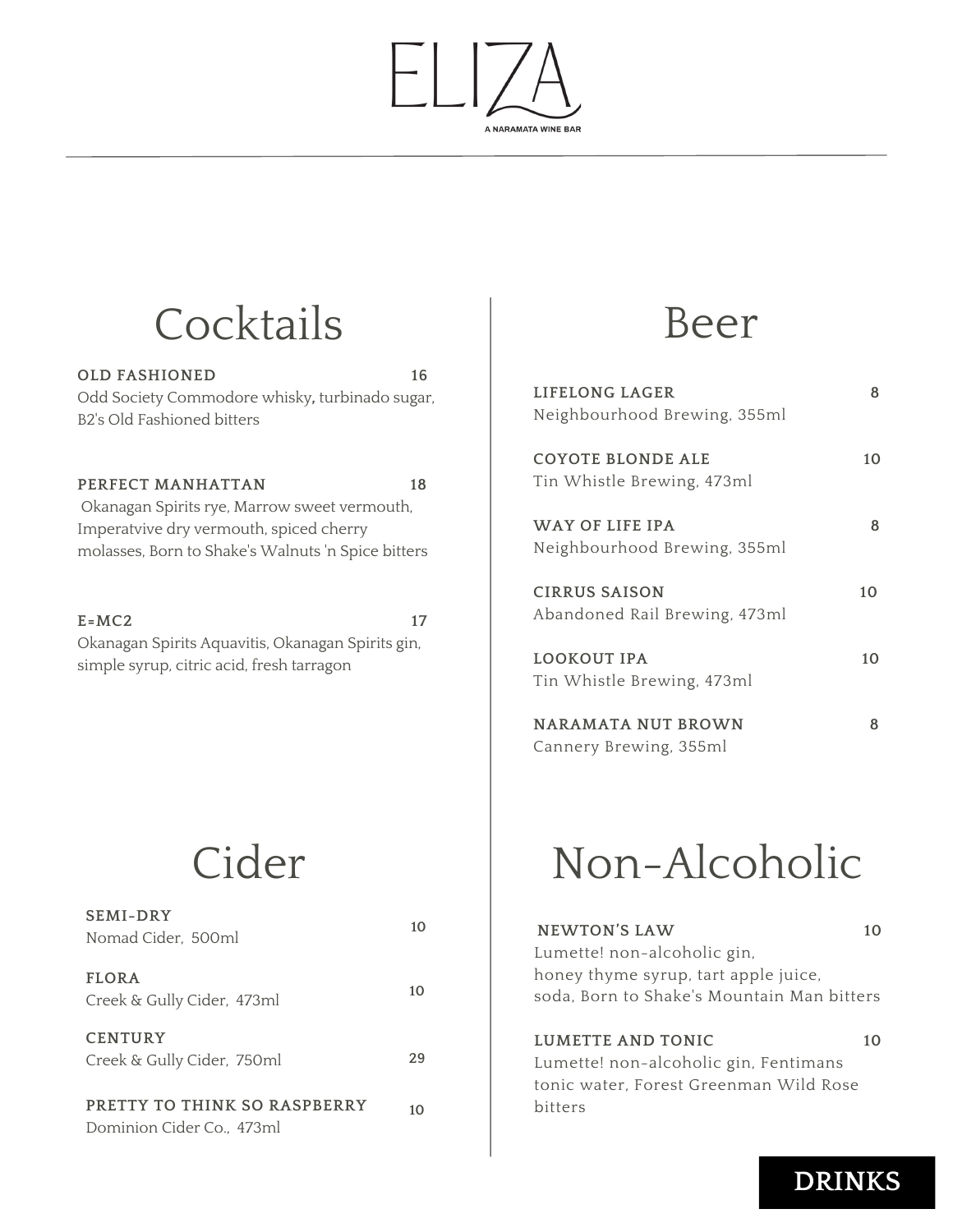# ELIZA

A NARAMATA WINE BAR

## Cocktails

**OLD FASHIONED** 16
Odd Society Commodore whisky, turbinado sugar, B2's Old Fashioned bitters

**PERFECT MANHATTAN** 18
Okanagan Spirits rye, Marrow sweet vermouth, Imperatvive dry vermouth, spiced cherry molasses, Born to Shake's Walnuts 'n Spice bitters

**E=MC2** 17
Okanagan Spirits Aquavitis, Okanagan Spirits gin, simple syrup, citric acid, fresh tarragon

## Beer

**LIFELONG LAGER** 8
Neighbourhood Brewing, 355ml

**COYOTE BLONDE ALE** 10
Tin Whistle Brewing, 473ml

**WAY OF LIFE IPA** 8
Neighbourhood Brewing, 355ml

**CIRRUS SAISON** 10
Abandoned Rail Brewing, 473ml

**LOOKOUT IPA** 10
Tin Whistle Brewing, 473ml

**NARAMATA NUT BROWN** 8
Cannery Brewing, 355ml

## Cider

**SEMI-DRY** 10
Nomad Cider, 500ml

**FLORA** 10
Creek & Gully Cider, 473ml

**CENTURY** 29
Creek & Gully Cider, 750ml

**PRETTY TO THINK SO RASPBERRY** 10
Dominion Cider Co., 473ml

## Non-Alcoholic

**NEWTON'S LAW** 10
Lumette! non-alcoholic gin, honey thyme syrup, tart apple juice, soda, Born to Shake's Mountain Man bitters

**LUMETTE AND TONIC** 10
Lumette! non-alcoholic gin, Fentimans tonic water, Forest Greenman Wild Rose bitters

**DRINKS**